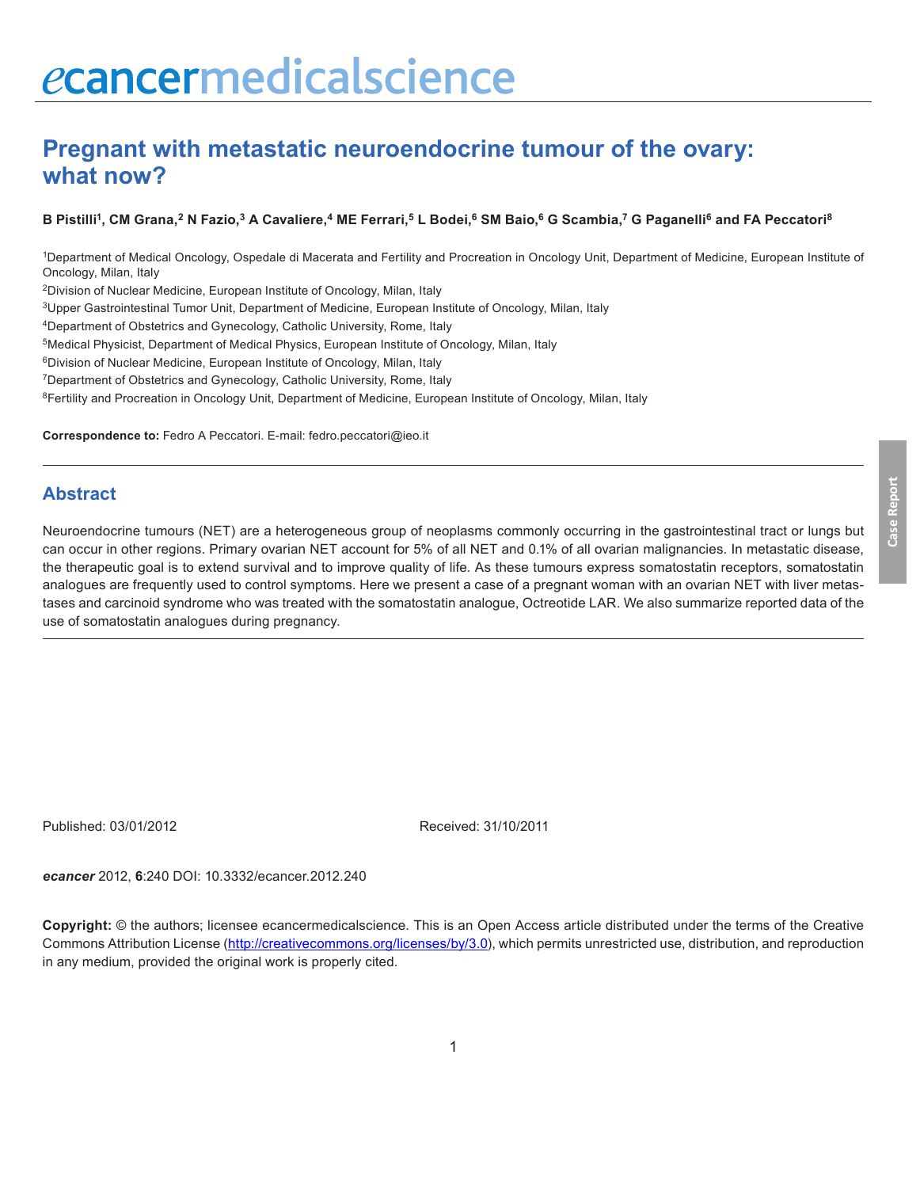# Pregnant with metastatic neuroendocrine tumour of the ovary: what now?

**B Pistilli[1], CM Grana,[2] N Fazio,[3] A Cavaliere,[4] ME Ferrari,[5] L Bodei,[6] SM Baio,[6] G Scambia,[7] G Paganelli[6] and FA Peccatori[8]**

[1]Department of Medical Oncology, Ospedale di Macerata and Fertility and Procreation in Oncology Unit, Department of Medicine, European Institute of Oncology, Milan, Italy

[2]Division of Nuclear Medicine, European Institute of Oncology, Milan, Italy

[3]Upper Gastrointestinal Tumor Unit, Department of Medicine, European Institute of Oncology, Milan, Italy

[4]Department of Obstetrics and Gynecology, Catholic University, Rome, Italy

[5]Medical Physicist, Department of Medical Physics, European Institute of Oncology, Milan, Italy

[6]Division of Nuclear Medicine, European Institute of Oncology, Milan, Italy

[7]Department of Obstetrics and Gynecology, Catholic University, Rome, Italy

[8]Fertility and Procreation in Oncology Unit, Department of Medicine, European Institute of Oncology, Milan, Italy

**Correspondence to:** Fedro A Peccatori. E-mail: fedro.peccatori@ieo.it

## Abstract

Neuroendocrine tumours (NET) are a heterogeneous group of neoplasms commonly occurring in the gastrointestinal tract or lungs but can occur in other regions. Primary ovarian NET account for 5% of all NET and 0.1% of all ovarian malignancies. In metastatic disease, the therapeutic goal is to extend survival and to improve quality of life. As these tumours express somatostatin receptors, somatostatin analogues are frequently used to control symptoms. Here we present a case of a pregnant woman with an ovarian NET with liver metastases and carcinoid syndrome who was treated with the somatostatin analogue, Octreotide LAR. We also summarize reported data of the use of somatostatin analogues during pregnancy.

Published: 03/01/2012

Received: 31/10/2011

*ecancer* 2012, **6**:240 DOI: 10.3332/ecancer.2012.240

**Copyright:** © the authors; licensee ecancermedicalscience. This is an Open Access article distributed under the terms of the Creative Commons Attribution License (http://creativecommons.org/licenses/by/3.0), which permits unrestricted use, distribution, and reproduction in any medium, provided the original work is properly cited.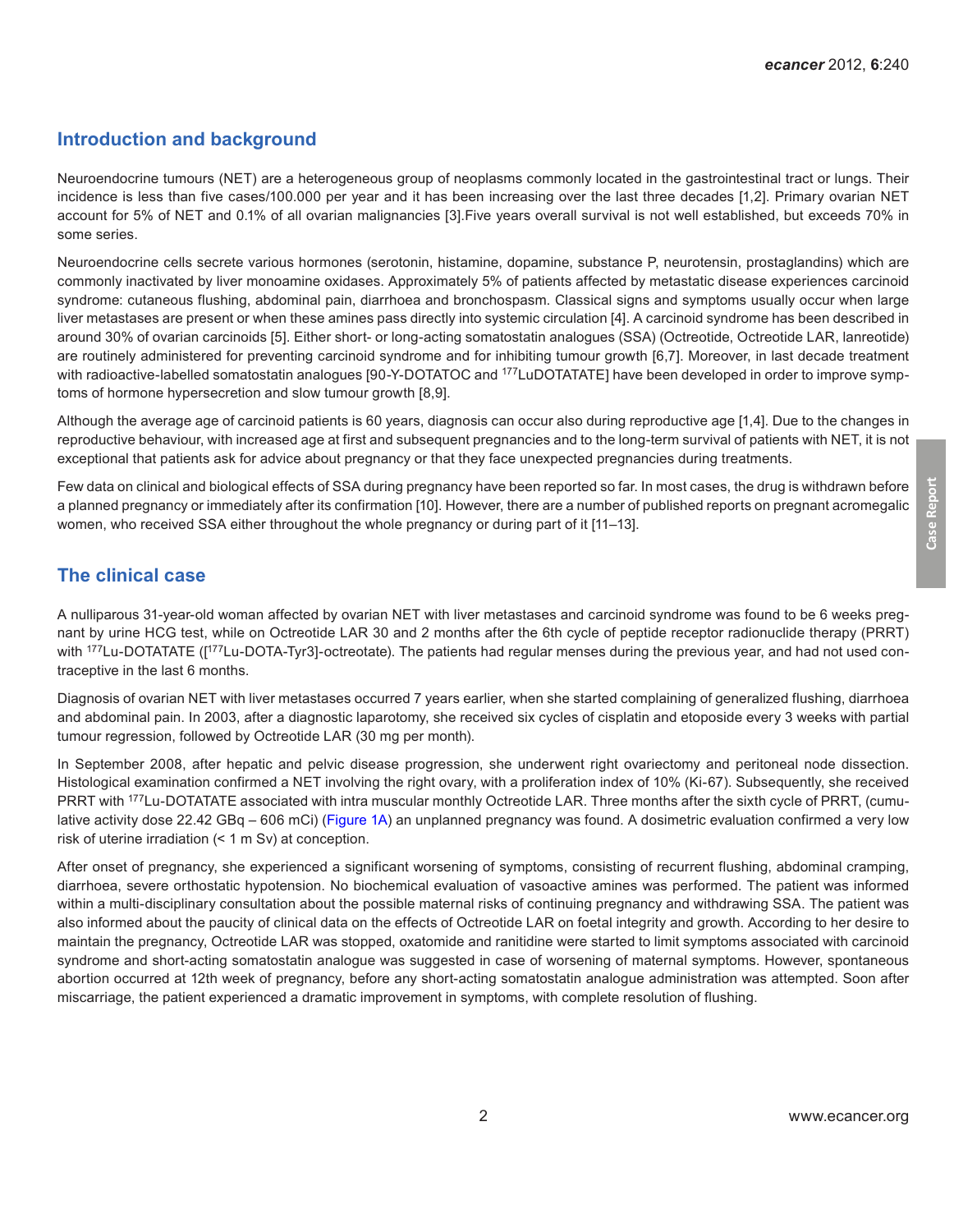## Introduction and background

Neuroendocrine tumours (NET) are a heterogeneous group of neoplasms commonly located in the gastrointestinal tract or lungs. Their incidence is less than five cases/100.000 per year and it has been increasing over the last three decades [1,2]. Primary ovarian NET account for 5% of NET and 0.1% of all ovarian malignancies [3].Five years overall survival is not well established, but exceeds 70% in some series.

Neuroendocrine cells secrete various hormones (serotonin, histamine, dopamine, substance P, neurotensin, prostaglandins) which are commonly inactivated by liver monoamine oxidases. Approximately 5% of patients affected by metastatic disease experiences carcinoid syndrome: cutaneous flushing, abdominal pain, diarrhoea and bronchospasm. Classical signs and symptoms usually occur when large liver metastases are present or when these amines pass directly into systemic circulation [4]. A carcinoid syndrome has been described in around 30% of ovarian carcinoids [5]. Either short- or long-acting somatostatin analogues (SSA) (Octreotide, Octreotide LAR, lanreotide) are routinely administered for preventing carcinoid syndrome and for inhibiting tumour growth [6,7]. Moreover, in last decade treatment with radioactive-labelled somatostatin analogues [90-Y-DOTATOC and $^{177}$LuDOTATATE] have been developed in order to improve symptoms of hormone hypersecretion and slow tumour growth [8,9].

Although the average age of carcinoid patients is 60 years, diagnosis can occur also during reproductive age [1,4]. Due to the changes in reproductive behaviour, with increased age at first and subsequent pregnancies and to the long-term survival of patients with NET, it is not exceptional that patients ask for advice about pregnancy or that they face unexpected pregnancies during treatments.

Few data on clinical and biological effects of SSA during pregnancy have been reported so far. In most cases, the drug is withdrawn before a planned pregnancy or immediately after its confirmation [10]. However, there are a number of published reports on pregnant acromegalic women, who received SSA either throughout the whole pregnancy or during part of it [11–13].

## The clinical case

A nulliparous 31-year-old woman affected by ovarian NET with liver metastases and carcinoid syndrome was found to be 6 weeks pregnant by urine HCG test, while on Octreotide LAR 30 and 2 months after the 6th cycle of peptide receptor radionuclide therapy (PRRT) with $^{177}$Lu-DOTATATE ([$^{177}$Lu-DOTA-Tyr3]-octreotate). The patients had regular menses during the previous year, and had not used contraceptive in the last 6 months.

Diagnosis of ovarian NET with liver metastases occurred 7 years earlier, when she started complaining of generalized flushing, diarrhoea and abdominal pain. In 2003, after a diagnostic laparotomy, she received six cycles of cisplatin and etoposide every 3 weeks with partial tumour regression, followed by Octreotide LAR (30 mg per month).

In September 2008, after hepatic and pelvic disease progression, she underwent right ovariectomy and peritoneal node dissection. Histological examination confirmed a NET involving the right ovary, with a proliferation index of 10% (Ki-67). Subsequently, she received PRRT with $^{177}$Lu-DOTATATE associated with intra muscular monthly Octreotide LAR. Three months after the sixth cycle of PRRT, (cumulative activity dose 22.42 GBq – 606 mCi) (Figure 1A) an unplanned pregnancy was found. A dosimetric evaluation confirmed a very low risk of uterine irradiation (< 1 m Sv) at conception.

After onset of pregnancy, she experienced a significant worsening of symptoms, consisting of recurrent flushing, abdominal cramping, diarrhoea, severe orthostatic hypotension. No biochemical evaluation of vasoactive amines was performed. The patient was informed within a multi-disciplinary consultation about the possible maternal risks of continuing pregnancy and withdrawing SSA. The patient was also informed about the paucity of clinical data on the effects of Octreotide LAR on foetal integrity and growth. According to her desire to maintain the pregnancy, Octreotide LAR was stopped, oxatomide and ranitidine were started to limit symptoms associated with carcinoid syndrome and short-acting somatostatin analogue was suggested in case of worsening of maternal symptoms. However, spontaneous abortion occurred at 12th week of pregnancy, before any short-acting somatostatin analogue administration was attempted. Soon after miscarriage, the patient experienced a dramatic improvement in symptoms, with complete resolution of flushing.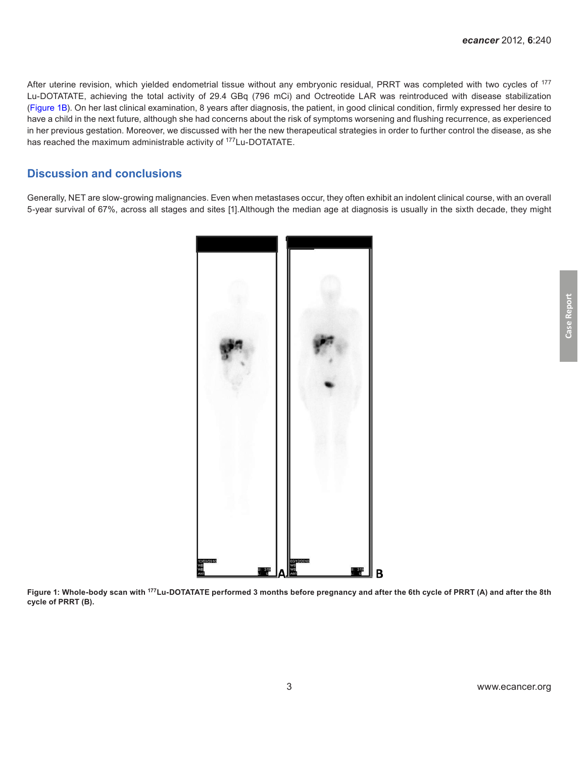After uterine revision, which yielded endometrial tissue without any embryonic residual, PRRT was completed with two cycles of $^{177}$Lu-DOTATATE, achieving the total activity of 29.4 GBq (796 mCi) and Octreotide LAR was reintroduced with disease stabilization (Figure 1B). On her last clinical examination, 8 years after diagnosis, the patient, in good clinical condition, firmly expressed her desire to have a child in the next future, although she had concerns about the risk of symptoms worsening and flushing recurrence, as experienced in her previous gestation. Moreover, we discussed with her the new therapeutical strategies in order to further control the disease, as she has reached the maximum administrable activity of $^{177}$Lu-DOTATATE.

## Discussion and conclusions

Generally, NET are slow-growing malignancies. Even when metastases occur, they often exhibit an indolent clinical course, with an overall 5-year survival of 67%, across all stages and sites [1].Although the median age at diagnosis is usually in the sixth decade, they might

**Figure 1: Whole-body scan with $^{177}$Lu-DOTATATE performed 3 months before pregnancy and after the 6th cycle of PRRT (A) and after the 8th cycle of PRRT (B).**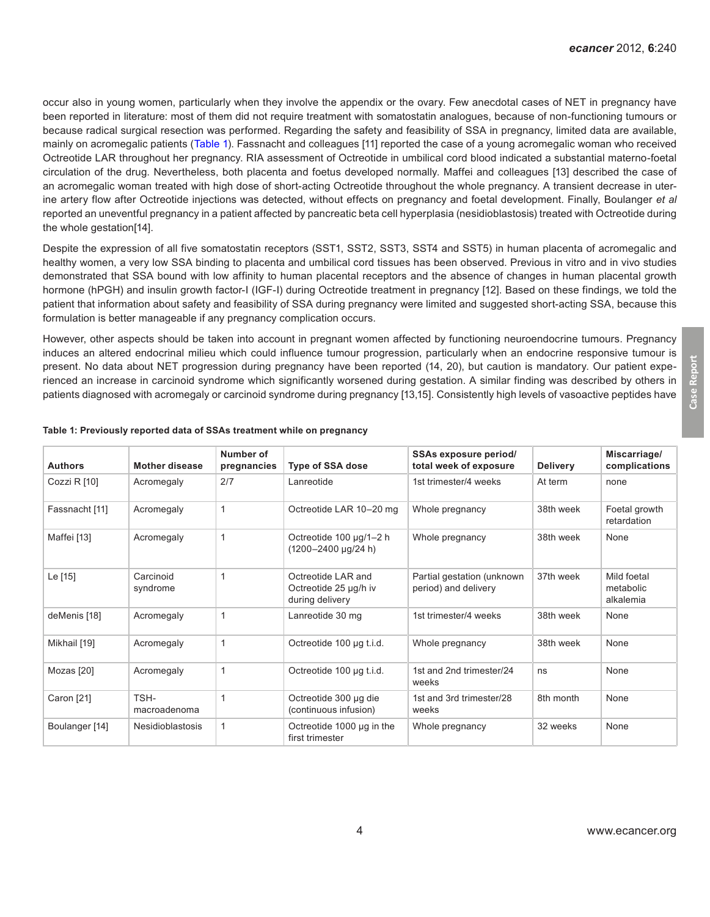occur also in young women, particularly when they involve the appendix or the ovary. Few anecdotal cases of NET in pregnancy have been reported in literature: most of them did not require treatment with somatostatin analogues, because of non-functioning tumours or because radical surgical resection was performed. Regarding the safety and feasibility of SSA in pregnancy, limited data are available, mainly on acromegalic patients (Table 1). Fassnacht and colleagues [11] reported the case of a young acromegalic woman who received Octreotide LAR throughout her pregnancy. RIA assessment of Octreotide in umbilical cord blood indicated a substantial materno-foetal circulation of the drug. Nevertheless, both placenta and foetus developed normally. Maffei and colleagues [13] described the case of an acromegalic woman treated with high dose of short-acting Octreotide throughout the whole pregnancy. A transient decrease in uterine artery flow after Octreotide injections was detected, without effects on pregnancy and foetal development. Finally, Boulanger *et al* reported an uneventful pregnancy in a patient affected by pancreatic beta cell hyperplasia (nesidioblastosis) treated with Octreotide during the whole gestation[14].

Despite the expression of all five somatostatin receptors (SST1, SST2, SST3, SST4 and SST5) in human placenta of acromegalic and healthy women, a very low SSA binding to placenta and umbilical cord tissues has been observed. Previous in vitro and in vivo studies demonstrated that SSA bound with low affinity to human placental receptors and the absence of changes in human placental growth hormone (hPGH) and insulin growth factor-I (IGF-I) during Octreotide treatment in pregnancy [12]. Based on these findings, we told the patient that information about safety and feasibility of SSA during pregnancy were limited and suggested short-acting SSA, because this formulation is better manageable if any pregnancy complication occurs.

However, other aspects should be taken into account in pregnant women affected by functioning neuroendocrine tumours. Pregnancy induces an altered endocrinal milieu which could influence tumour progression, particularly when an endocrine responsive tumour is present. No data about NET progression during pregnancy have been reported (14, 20), but caution is mandatory. Our patient experienced an increase in carcinoid syndrome which significantly worsened during gestation. A similar finding was described by others in patients diagnosed with acromegaly or carcinoid syndrome during pregnancy [13,15]. Consistently high levels of vasoactive peptides have

**Table 1: Previously reported data of SSAs treatment while on pregnancy**

| Authors | Mother disease | Number of pregnancies | Type of SSA dose | SSAs exposure period/ total week of exposure | Delivery | Miscarriage/ complications |
|---|---|---|---|---|---|---|
| Cozzi R [10] | Acromegaly | 2/7 | Lanreotide | 1st trimester/4 weeks | At term | none |
| Fassnacht [11] | Acromegaly | 1 | Octreotide LAR 10–20 mg | Whole pregnancy | 38th week | Foetal growth retardation |
| Maffei [13] | Acromegaly | 1 | Octreotide 100 µg/1–2 h (1200–2400 µg/24 h) | Whole pregnancy | 38th week | None |
| Le [15] | Carcinoid syndrome | 1 | Octreotide LAR and Octreotide 25 µg/h iv during delivery | Partial gestation (unknown period) and delivery | 37th week | Mild foetal metabolic alkalemia |
| deMenis [18] | Acromegaly | 1 | Lanreotide 30 mg | 1st trimester/4 weeks | 38th week | None |
| Mikhail [19] | Acromegaly | 1 | Octreotide 100 µg t.i.d. | Whole pregnancy | 38th week | None |
| Mozas [20] | Acromegaly | 1 | Octreotide 100 µg t.i.d. | 1st and 2nd trimester/24 weeks | ns | None |
| Caron [21] | TSH-macroadenoma | 1 | Octreotide 300 µg die (continuous infusion) | 1st and 3rd trimester/28 weeks | 8th month | None |
| Boulanger [14] | Nesidioblastosis | 1 | Octreotide 1000 µg in the first trimester | Whole pregnancy | 32 weeks | None |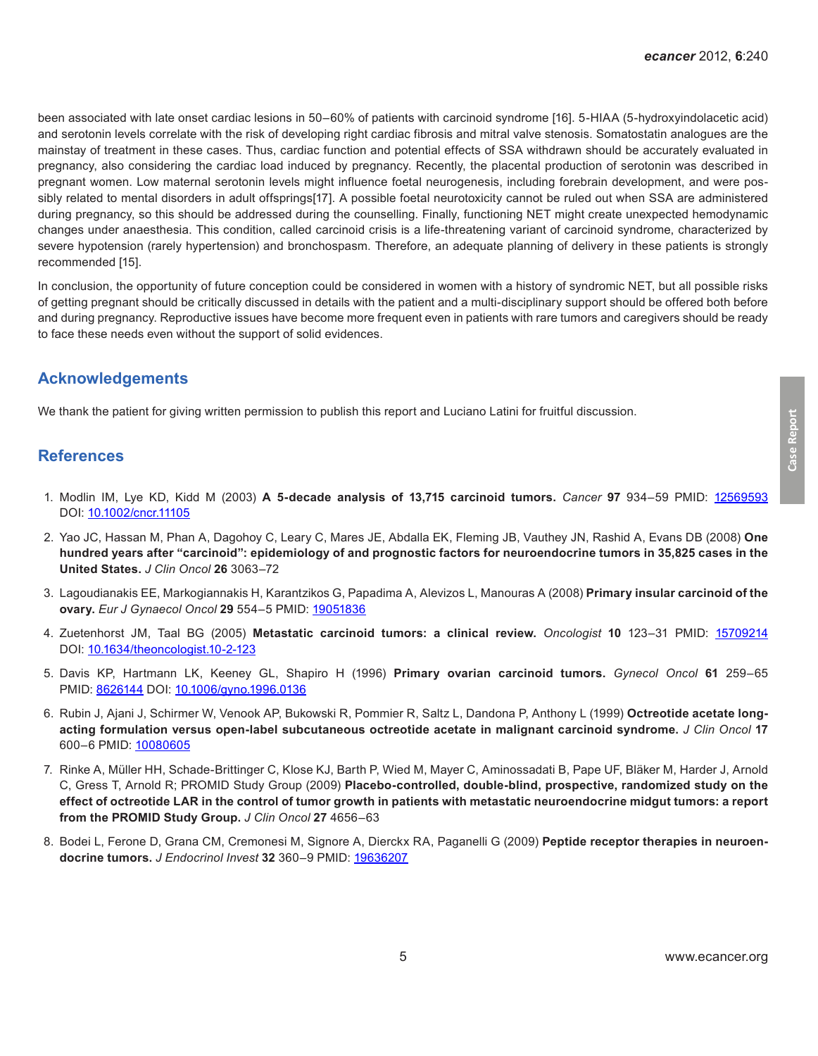been associated with late onset cardiac lesions in 50–60% of patients with carcinoid syndrome [16]. 5-HIAA (5-hydroxyindolacetic acid) and serotonin levels correlate with the risk of developing right cardiac fibrosis and mitral valve stenosis. Somatostatin analogues are the mainstay of treatment in these cases. Thus, cardiac function and potential effects of SSA withdrawn should be accurately evaluated in pregnancy, also considering the cardiac load induced by pregnancy. Recently, the placental production of serotonin was described in pregnant women. Low maternal serotonin levels might influence foetal neurogenesis, including forebrain development, and were possibly related to mental disorders in adult offsprings[17]. A possible foetal neurotoxicity cannot be ruled out when SSA are administered during pregnancy, so this should be addressed during the counselling. Finally, functioning NET might create unexpected hemodynamic changes under anaesthesia. This condition, called carcinoid crisis is a life-threatening variant of carcinoid syndrome, characterized by severe hypotension (rarely hypertension) and bronchospasm. Therefore, an adequate planning of delivery in these patients is strongly recommended [15].

In conclusion, the opportunity of future conception could be considered in women with a history of syndromic NET, but all possible risks of getting pregnant should be critically discussed in details with the patient and a multi-disciplinary support should be offered both before and during pregnancy. Reproductive issues have become more frequent even in patients with rare tumors and caregivers should be ready to face these needs even without the support of solid evidences.

## Acknowledgements

We thank the patient for giving written permission to publish this report and Luciano Latini for fruitful discussion.

## References

1. Modlin IM, Lye KD, Kidd M (2003) **A 5-decade analysis of 13,715 carcinoid tumors.** *Cancer* **97** 934–59 PMID: 12569593 DOI: 10.1002/cncr.11105
2. Yao JC, Hassan M, Phan A, Dagohoy C, Leary C, Mares JE, Abdalla EK, Fleming JB, Vauthey JN, Rashid A, Evans DB (2008) **One hundred years after "carcinoid": epidemiology of and prognostic factors for neuroendocrine tumors in 35,825 cases in the United States.** *J Clin Oncol* **26** 3063–72
3. Lagoudianakis EE, Markogiannakis H, Karantzikos G, Papadima A, Alevizos L, Manouras A (2008) **Primary insular carcinoid of the ovary.** *Eur J Gynaecol Oncol* **29** 554–5 PMID: 19051836
4. Zuetenhorst JM, Taal BG (2005) **Metastatic carcinoid tumors: a clinical review.** *Oncologist* **10** 123–31 PMID: 15709214 DOI: 10.1634/theoncologist.10-2-123
5. Davis KP, Hartmann LK, Keeney GL, Shapiro H (1996) **Primary ovarian carcinoid tumors.** *Gynecol Oncol* **61** 259–65 PMID: 8626144 DOI: 10.1006/gyno.1996.0136
6. Rubin J, Ajani J, Schirmer W, Venook AP, Bukowski R, Pommier R, Saltz L, Dandona P, Anthony L (1999) **Octreotide acetate long-acting formulation versus open-label subcutaneous octreotide acetate in malignant carcinoid syndrome.** *J Clin Oncol* **17** 600–6 PMID: 10080605
7. Rinke A, Müller HH, Schade-Brittinger C, Klose KJ, Barth P, Wied M, Mayer C, Aminossadati B, Pape UF, Bläker M, Harder J, Arnold C, Gress T, Arnold R; PROMID Study Group (2009) **Placebo-controlled, double-blind, prospective, randomized study on the effect of octreotide LAR in the control of tumor growth in patients with metastatic neuroendocrine midgut tumors: a report from the PROMID Study Group.** *J Clin Oncol* **27** 4656–63
8. Bodei L, Ferone D, Grana CM, Cremonesi M, Signore A, Dierckx RA, Paganelli G (2009) **Peptide receptor therapies in neuroendocrine tumors.** *J Endocrinol Invest* **32** 360–9 PMID: 19636207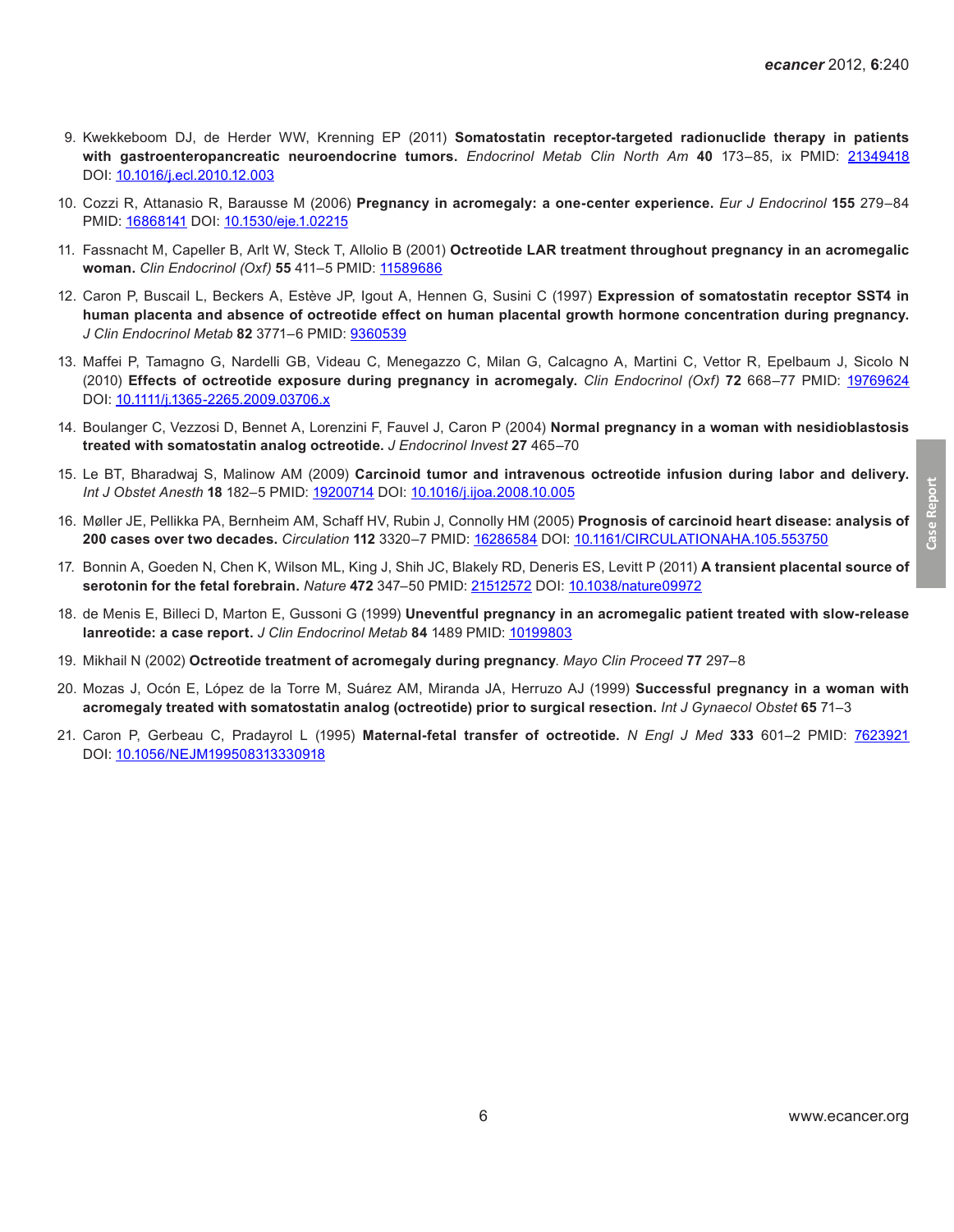9. Kwekkeboom DJ, de Herder WW, Krenning EP (2011) **Somatostatin receptor-targeted radionuclide therapy in patients with gastroenteropancreatic neuroendocrine tumors.** *Endocrinol Metab Clin North Am* **40** 173–85, ix PMID: 21349418 DOI: 10.1016/j.ecl.2010.12.003

10. Cozzi R, Attanasio R, Barausse M (2006) **Pregnancy in acromegaly: a one-center experience.** *Eur J Endocrinol* **155** 279–84 PMID: 16868141 DOI: 10.1530/eje.1.02215

11. Fassnacht M, Capeller B, Arlt W, Steck T, Allolio B (2001) **Octreotide LAR treatment throughout pregnancy in an acromegalic woman.** *Clin Endocrinol (Oxf)* **55** 411–5 PMID: 11589686

12. Caron P, Buscail L, Beckers A, Estève JP, Igout A, Hennen G, Susini C (1997) **Expression of somatostatin receptor SST4 in human placenta and absence of octreotide effect on human placental growth hormone concentration during pregnancy.** *J Clin Endocrinol Metab* **82** 3771–6 PMID: 9360539

13. Maffei P, Tamagno G, Nardelli GB, Videau C, Menegazzo C, Milan G, Calcagno A, Martini C, Vettor R, Epelbaum J, Sicolo N (2010) **Effects of octreotide exposure during pregnancy in acromegaly.** *Clin Endocrinol (Oxf)* **72** 668–77 PMID: 19769624 DOI: 10.1111/j.1365-2265.2009.03706.x

14. Boulanger C, Vezzosi D, Bennet A, Lorenzini F, Fauvel J, Caron P (2004) **Normal pregnancy in a woman with nesidioblastosis treated with somatostatin analog octreotide.** *J Endocrinol Invest* **27** 465–70

15. Le BT, Bharadwaj S, Malinow AM (2009) **Carcinoid tumor and intravenous octreotide infusion during labor and delivery.** *Int J Obstet Anesth* **18** 182–5 PMID: 19200714 DOI: 10.1016/j.ijoa.2008.10.005

16. Møller JE, Pellikka PA, Bernheim AM, Schaff HV, Rubin J, Connolly HM (2005) **Prognosis of carcinoid heart disease: analysis of 200 cases over two decades.** *Circulation* **112** 3320–7 PMID: 16286584 DOI: 10.1161/CIRCULATIONAHA.105.553750

17. Bonnin A, Goeden N, Chen K, Wilson ML, King J, Shih JC, Blakely RD, Deneris ES, Levitt P (2011) **A transient placental source of serotonin for the fetal forebrain.** *Nature* **472** 347–50 PMID: 21512572 DOI: 10.1038/nature09972

18. de Menis E, Billeci D, Marton E, Gussoni G (1999) **Uneventful pregnancy in an acromegalic patient treated with slow-release lanreotide: a case report.** *J Clin Endocrinol Metab* **84** 1489 PMID: 10199803

19. Mikhail N (2002) **Octreotide treatment of acromegaly during pregnancy**. *Mayo Clin Proceed* **77** 297–8

20. Mozas J, Ocón E, López de la Torre M, Suárez AM, Miranda JA, Herruzo AJ (1999) **Successful pregnancy in a woman with acromegaly treated with somatostatin analog (octreotide) prior to surgical resection.** *Int J Gynaecol Obstet* **65** 71–3

21. Caron P, Gerbeau C, Pradayrol L (1995) **Maternal-fetal transfer of octreotide.** *N Engl J Med* **333** 601–2 PMID: 7623921 DOI: 10.1056/NEJM199508313330918